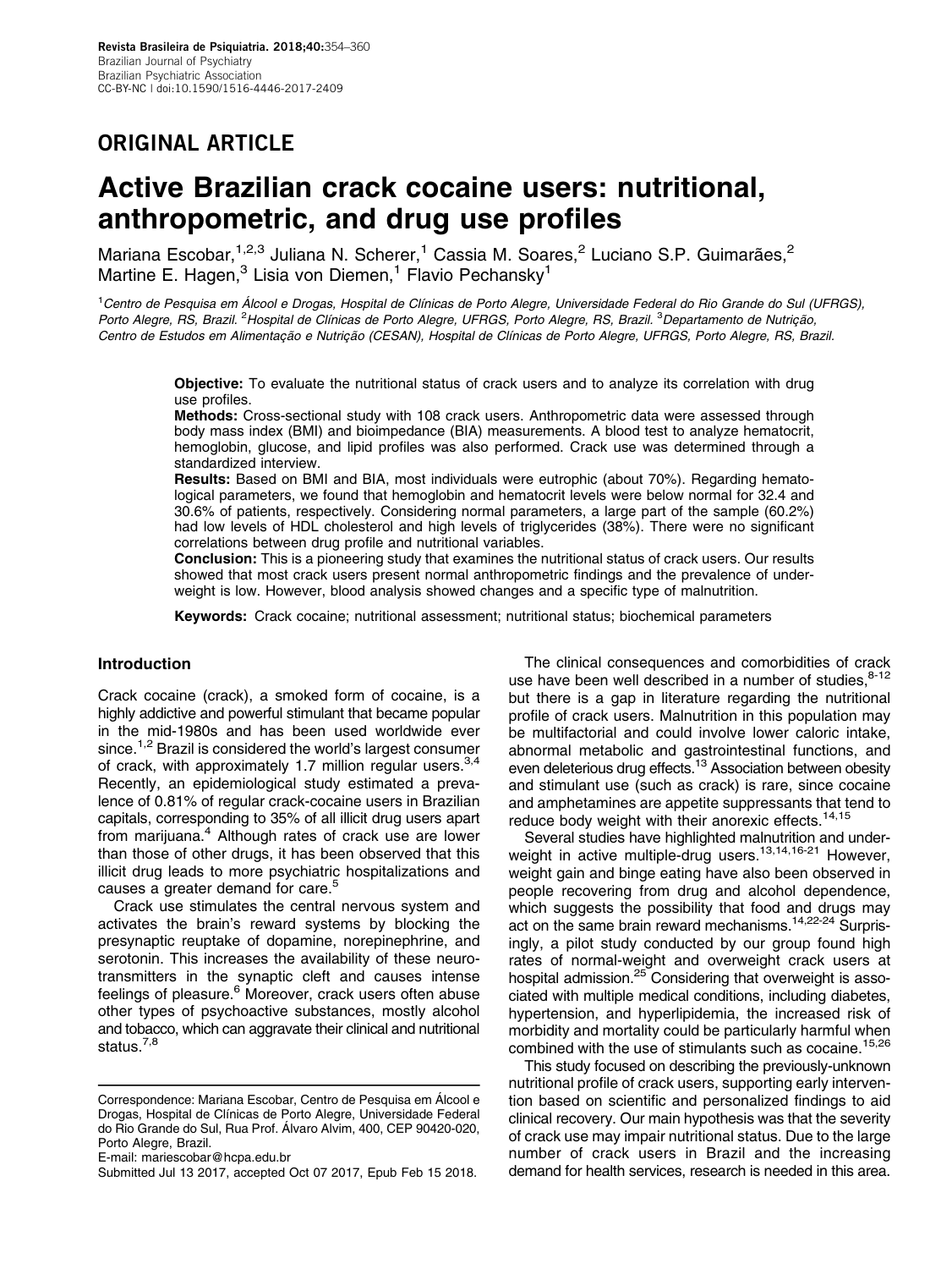## ORIGINAL ARTICLE

# Active Brazilian crack cocaine users: nutritional, anthropometric, and drug use profiles

Mariana Escobar,[1,2,3] Juliana N. Scherer,[1] Cassia M. Soares,[2] Luciano S.P. Guimarães,[2] Martine E. Hagen,[3] Lisia von Diemen,[1] Flavio Pechansky[1]

[1] *Centro de Pesquisa em Álcool e Drogas, Hospital de Clínicas de Porto Alegre, Universidade Federal do Rio Grande do Sul (UFRGS), Porto Alegre, RS, Brazil.* [2] *Hospital de Clínicas de Porto Alegre, UFRGS, Porto Alegre, RS, Brazil.* [3] *Departamento de Nutrição, Centro de Estudos em Alimentação e Nutrição (CESAN), Hospital de Clínicas de Porto Alegre, UFRGS, Porto Alegre, RS, Brazil.*

**Objective:** To evaluate the nutritional status of crack users and to analyze its correlation with drug use profiles.

**Methods:** Cross-sectional study with 108 crack users. Anthropometric data were assessed through body mass index (BMI) and bioimpedance (BIA) measurements. A blood test to analyze hematocrit, hemoglobin, glucose, and lipid profiles was also performed. Crack use was determined through a standardized interview.

**Results:** Based on BMI and BIA, most individuals were eutrophic (about 70%). Regarding hematological parameters, we found that hemoglobin and hematocrit levels were below normal for 32.4 and 30.6% of patients, respectively. Considering normal parameters, a large part of the sample (60.2%) had low levels of HDL cholesterol and high levels of triglycerides (38%). There were no significant correlations between drug profile and nutritional variables.

**Conclusion:** This is a pioneering study that examines the nutritional status of crack users. Our results showed that most crack users present normal anthropometric findings and the prevalence of underweight is low. However, blood analysis showed changes and a specific type of malnutrition.

**Keywords:** Crack cocaine; nutritional assessment; nutritional status; biochemical parameters

## Introduction

Crack cocaine (crack), a smoked form of cocaine, is a highly addictive and powerful stimulant that became popular in the mid-1980s and has been used worldwide ever since.[1,2] Brazil is considered the world's largest consumer of crack, with approximately 1.7 million regular users.[3,4] Recently, an epidemiological study estimated a prevalence of 0.81% of regular crack-cocaine users in Brazilian capitals, corresponding to 35% of all illicit drug users apart from marijuana.[4] Although rates of crack use are lower than those of other drugs, it has been observed that this illicit drug leads to more psychiatric hospitalizations and causes a greater demand for care.[5]

Crack use stimulates the central nervous system and activates the brain's reward systems by blocking the presynaptic reuptake of dopamine, norepinephrine, and serotonin. This increases the availability of these neurotransmitters in the synaptic cleft and causes intense feelings of pleasure.[6] Moreover, crack users often abuse other types of psychoactive substances, mostly alcohol and tobacco, which can aggravate their clinical and nutritional status.[7,8]

The clinical consequences and comorbidities of crack use have been well described in a number of studies,[8-12] but there is a gap in literature regarding the nutritional profile of crack users. Malnutrition in this population may be multifactorial and could involve lower caloric intake, abnormal metabolic and gastrointestinal functions, and even deleterious drug effects.[13] Association between obesity and stimulant use (such as crack) is rare, since cocaine and amphetamines are appetite suppressants that tend to reduce body weight with their anorexic effects.[14,15]

Several studies have highlighted malnutrition and underweight in active multiple-drug users.[13,14,16-21] However, weight gain and binge eating have also been observed in people recovering from drug and alcohol dependence, which suggests the possibility that food and drugs may act on the same brain reward mechanisms.[14,22-24] Surprisingly, a pilot study conducted by our group found high rates of normal-weight and overweight crack users at hospital admission.[25] Considering that overweight is associated with multiple medical conditions, including diabetes, hypertension, and hyperlipidemia, the increased risk of morbidity and mortality could be particularly harmful when combined with the use of stimulants such as cocaine.[15,26]

This study focused on describing the previously-unknown nutritional profile of crack users, supporting early intervention based on scientific and personalized findings to aid clinical recovery. Our main hypothesis was that the severity of crack use may impair nutritional status. Due to the large number of crack users in Brazil and the increasing demand for health services, research is needed in this area.

Correspondence: Mariana Escobar, Centro de Pesquisa em Álcool e Drogas, Hospital de Clínicas de Porto Alegre, Universidade Federal do Rio Grande do Sul, Rua Prof. Álvaro Alvim, 400, CEP 90420-020, Porto Alegre, Brazil.
E-mail: mariescobar@hcpa.edu.br

Submitted Jul 13 2017, accepted Oct 07 2017, Epub Feb 15 2018.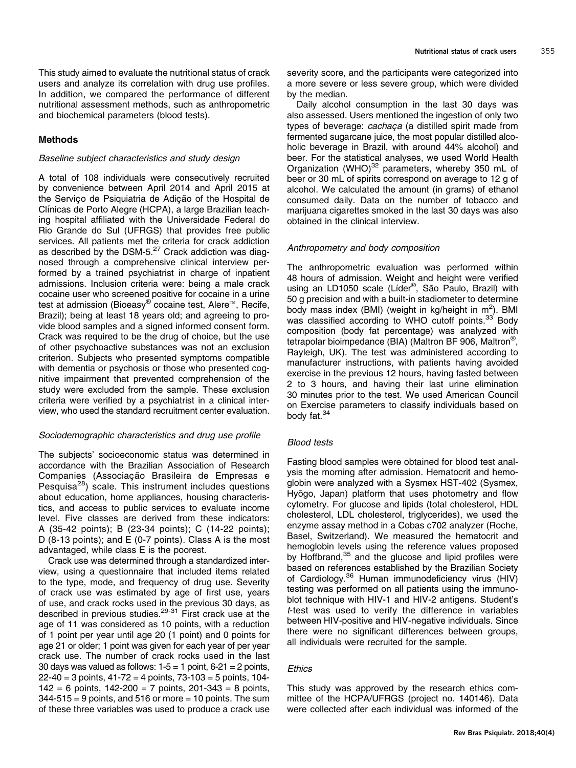This study aimed to evaluate the nutritional status of crack users and analyze its correlation with drug use profiles. In addition, we compared the performance of different nutritional assessment methods, such as anthropometric and biochemical parameters (blood tests).

## Methods

### *Baseline subject characteristics and study design*

A total of 108 individuals were consecutively recruited by convenience between April 2014 and April 2015 at the Serviço de Psiquiatria de Adição of the Hospital de Clínicas de Porto Alegre (HCPA), a large Brazilian teaching hospital affiliated with the Universidade Federal do Rio Grande do Sul (UFRGS) that provides free public services. All patients met the criteria for crack addiction as described by the DSM-5.[27] Crack addiction was diagnosed through a comprehensive clinical interview performed by a trained psychiatrist in charge of inpatient admissions. Inclusion criteria were: being a male crack cocaine user who screened positive for cocaine in a urine test at admission (Bioeasy® cocaine test, Alere™, Recife, Brazil); being at least 18 years old; and agreeing to provide blood samples and a signed informed consent form. Crack was required to be the drug of choice, but the use of other psychoactive substances was not an exclusion criterion. Subjects who presented symptoms compatible with dementia or psychosis or those who presented cognitive impairment that prevented comprehension of the study were excluded from the sample. These exclusion criteria were verified by a psychiatrist in a clinical interview, who used the standard recruitment center evaluation.

### *Sociodemographic characteristics and drug use profile*

The subjects' socioeconomic status was determined in accordance with the Brazilian Association of Research Companies (Associação Brasileira de Empresas e Pesquisa[28]) scale. This instrument includes questions about education, home appliances, housing characteristics, and access to public services to evaluate income level. Five classes are derived from these indicators: A (35-42 points); B (23-34 points); C (14-22 points); D (8-13 points); and E (0-7 points). Class A is the most advantaged, while class E is the poorest.

Crack use was determined through a standardized interview, using a questionnaire that included items related to the type, mode, and frequency of drug use. Severity of crack use was estimated by age of first use, years of use, and crack rocks used in the previous 30 days, as described in previous studies.[29-31] First crack use at the age of 11 was considered as 10 points, with a reduction of 1 point per year until age 20 (1 point) and 0 points for age 21 or older; 1 point was given for each year of per year crack use. The number of crack rocks used in the last 30 days was valued as follows: 1-5 = 1 point, 6-21 = 2 points, 22-40 = 3 points, 41-72 = 4 points, 73-103 = 5 points, 104-142 = 6 points, 142-200 = 7 points, 201-343 = 8 points, 344-515 = 9 points, and 516 or more = 10 points. The sum of these three variables was used to produce a crack use severity score, and the participants were categorized into a more severe or less severe group, which were divided by the median.

Daily alcohol consumption in the last 30 days was also assessed. Users mentioned the ingestion of only two types of beverage: *cachaça* (a distilled spirit made from fermented sugarcane juice, the most popular distilled alcoholic beverage in Brazil, with around 44% alcohol) and beer. For the statistical analyses, we used World Health Organization (WHO)[32] parameters, whereby 350 mL of beer or 30 mL of spirits correspond on average to 12 g of alcohol. We calculated the amount (in grams) of ethanol consumed daily. Data on the number of tobacco and marijuana cigarettes smoked in the last 30 days was also obtained in the clinical interview.

### *Anthropometry and body composition*

The anthropometric evaluation was performed within 48 hours of admission. Weight and height were verified using an LD1050 scale (Líder®, São Paulo, Brazil) with 50 g precision and with a built-in stadiometer to determine body mass index (BMI) (weight in kg/height in $m^2$). BMI was classified according to WHO cutoff points.[33] Body composition (body fat percentage) was analyzed with tetrapolar bioimpedance (BIA) (Maltron BF 906, Maltron®, Rayleigh, UK). The test was administered according to manufacturer instructions, with patients having avoided exercise in the previous 12 hours, having fasted between 2 to 3 hours, and having their last urine elimination 30 minutes prior to the test. We used American Council on Exercise parameters to classify individuals based on body fat.[34]

### *Blood tests*

Fasting blood samples were obtained for blood test analysis the morning after admission. Hematocrit and hemoglobin were analyzed with a Sysmex HST-402 (Sysmex, Hyōgo, Japan) platform that uses photometry and flow cytometry. For glucose and lipids (total cholesterol, HDL cholesterol, LDL cholesterol, triglycerides), we used the enzyme assay method in a Cobas c702 analyzer (Roche, Basel, Switzerland). We measured the hematocrit and hemoglobin levels using the reference values proposed by Hoffbrand,[35] and the glucose and lipid profiles were based on references established by the Brazilian Society of Cardiology.[36] Human immunodeficiency virus (HIV) testing was performed on all patients using the immunoblot technique with HIV-1 and HIV-2 antigens. Student's *t*-test was used to verify the difference in variables between HIV-positive and HIV-negative individuals. Since there were no significant differences between groups, all individuals were recruited for the sample.

### *Ethics*

This study was approved by the research ethics committee of the HCPA/UFRGS (project no. 140146). Data were collected after each individual was informed of the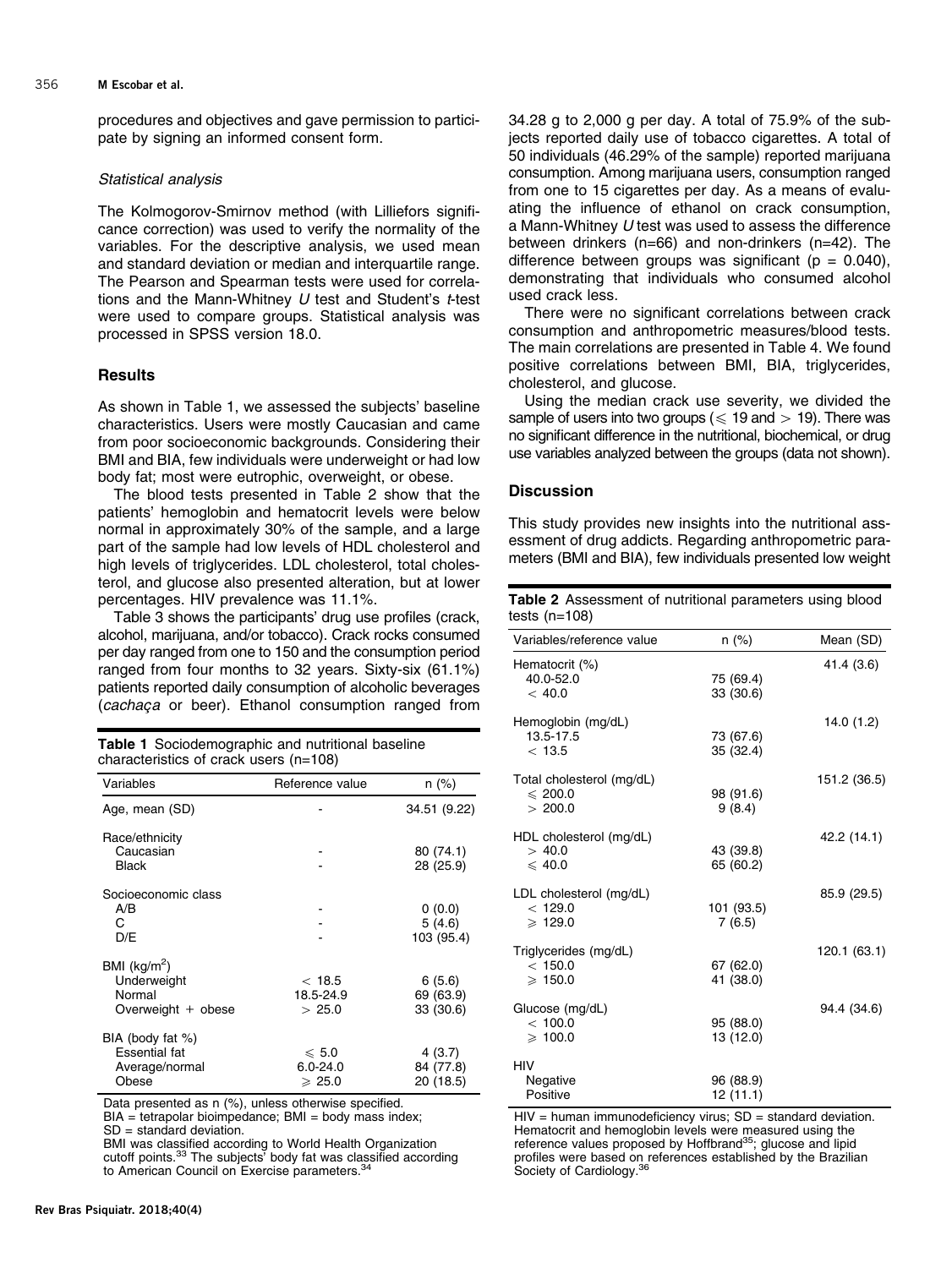procedures and objectives and gave permission to participate by signing an informed consent form.

### *Statistical analysis*

The Kolmogorov-Smirnov method (with Lilliefors significance correction) was used to verify the normality of the variables. For the descriptive analysis, we used mean and standard deviation or median and interquartile range. The Pearson and Spearman tests were used for correlations and the Mann-Whitney *U* test and Student's *t*-test were used to compare groups. Statistical analysis was processed in SPSS version 18.0.

## Results

As shown in Table 1, we assessed the subjects' baseline characteristics. Users were mostly Caucasian and came from poor socioeconomic backgrounds. Considering their BMI and BIA, few individuals were underweight or had low body fat; most were eutrophic, overweight, or obese.

The blood tests presented in Table 2 show that the patients' hemoglobin and hematocrit levels were below normal in approximately 30% of the sample, and a large part of the sample had low levels of HDL cholesterol and high levels of triglycerides. LDL cholesterol, total cholesterol, and glucose also presented alteration, but at lower percentages. HIV prevalence was 11.1%.

Table 3 shows the participants' drug use profiles (crack, alcohol, marijuana, and/or tobacco). Crack rocks consumed per day ranged from one to 150 and the consumption period ranged from four months to 32 years. Sixty-six (61.1%) patients reported daily consumption of alcoholic beverages (*cachaça* or beer). Ethanol consumption ranged from 34.28 g to 2,000 g per day. A total of 75.9% of the subjects reported daily use of tobacco cigarettes. A total of 50 individuals (46.29% of the sample) reported marijuana consumption. Among marijuana users, consumption ranged from one to 15 cigarettes per day. As a means of evaluating the influence of ethanol on crack consumption, a Mann-Whitney *U* test was used to assess the difference between drinkers (n=66) and non-drinkers (n=42). The difference between groups was significant ($p = 0.040$), demonstrating that individuals who consumed alcohol used crack less.

There were no significant correlations between crack consumption and anthropometric measures/blood tests. The main correlations are presented in Table 4. We found positive correlations between BMI, BIA, triglycerides, cholesterol, and glucose.

Using the median crack use severity, we divided the sample of users into two groups ($\leqslant 19$ and $> 19$). There was no significant difference in the nutritional, biochemical, or drug use variables analyzed between the groups (data not shown).

**Table 1** Sociodemographic and nutritional baseline characteristics of crack users (n=108)

| Variables | Reference value | n (%) |
|---|---|---|
| Age, mean (SD) | - | 34.51 (9.22) |
| Race/ethnicity | | |
| Caucasian | - | 80 (74.1) |
| Black | - | 28 (25.9) |
| Socioeconomic class | | |
| A/B | - | 0 (0.0) |
| C | - | 5 (4.6) |
| D/E | - | 103 (95.4) |
| BMI (kg/m$^2$) | | |
| Underweight | < 18.5 | 6 (5.6) |
| Normal | 18.5-24.9 | 69 (63.9) |
| Overweight + obese | > 25.0 | 33 (30.6) |
| BIA (body fat %) | | |
| Essential fat | ⩽ 5.0 | 4 (3.7) |
| Average/normal | 6.0-24.0 | 84 (77.8) |
| Obese | ⩾ 25.0 | 20 (18.5) |

Data presented as n (%), unless otherwise specified.
BIA = tetrapolar bioimpedance; BMI = body mass index;
SD = standard deviation.
BMI was classified according to World Health Organization cutoff points.[33] The subjects' body fat was classified according to American Council on Exercise parameters.[34]

## Discussion

This study provides new insights into the nutritional assessment of drug addicts. Regarding anthropometric parameters (BMI and BIA), few individuals presented low weight

**Table 2** Assessment of nutritional parameters using blood tests (n=108)

| Variables/reference value | n (%) | Mean (SD) |
|---|---|---|
| Hematocrit (%) | | 41.4 (3.6) |
| 40.0-52.0 | 75 (69.4) | |
| < 40.0 | 33 (30.6) | |
| Hemoglobin (mg/dL) | | 14.0 (1.2) |
| 13.5-17.5 | 73 (67.6) | |
| < 13.5 | 35 (32.4) | |
| Total cholesterol (mg/dL) | | 151.2 (36.5) |
| ⩽ 200.0 | 98 (91.6) | |
| > 200.0 | 9 (8.4) | |
| HDL cholesterol (mg/dL) | | 42.2 (14.1) |
| > 40.0 | 43 (39.8) | |
| ⩽ 40.0 | 65 (60.2) | |
| LDL cholesterol (mg/dL) | | 85.9 (29.5) |
| < 129.0 | 101 (93.5) | |
| ⩾ 129.0 | 7 (6.5) | |
| Triglycerides (mg/dL) | | 120.1 (63.1) |
| < 150.0 | 67 (62.0) | |
| ⩾ 150.0 | 41 (38.0) | |
| Glucose (mg/dL) | | 94.4 (34.6) |
| < 100.0 | 95 (88.0) | |
| ⩾ 100.0 | 13 (12.0) | |
| HIV | | |
| Negative | 96 (88.9) | |
| Positive | 12 (11.1) | |

HIV = human immunodeficiency virus; SD = standard deviation.
Hematocrit and hemoglobin levels were measured using the reference values proposed by Hoffbrand[35]; glucose and lipid profiles were based on references established by the Brazilian Society of Cardiology.[36]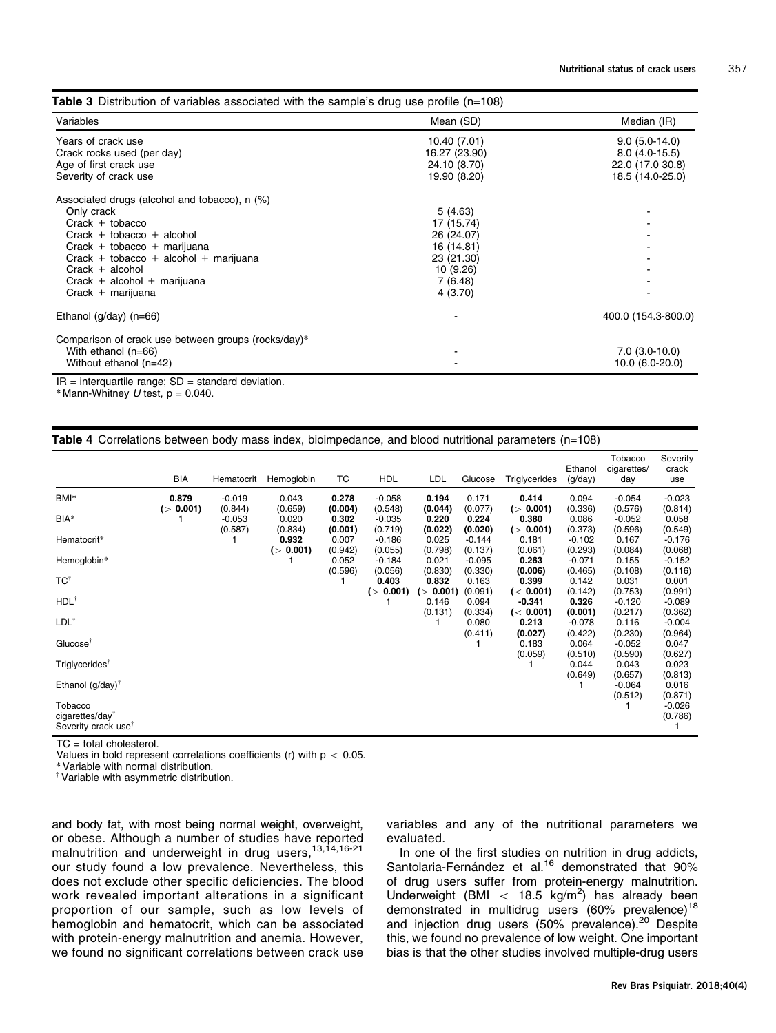**Table 3** Distribution of variables associated with the sample's drug use profile (n=108)

| Variables | Mean (SD) | Median (IR) |
|---|---|---|
| Years of crack use | 10.40 (7.01) | 9.0 (5.0-14.0) |
| Crack rocks used (per day) | 16.27 (23.90) | 8.0 (4.0-15.5) |
| Age of first crack use | 24.10 (8.70) | 22.0 (17.0 30.8) |
| Severity of crack use | 19.90 (8.20) | 18.5 (14.0-25.0) |
| Associated drugs (alcohol and tobacco), n (%) | | |
| Only crack | 5 (4.63) | - |
| Crack + tobacco | 17 (15.74) | - |
| Crack + tobacco + alcohol | 26 (24.07) | - |
| Crack + tobacco + marijuana | 16 (14.81) | - |
| Crack + tobacco + alcohol + marijuana | 23 (21.30) | - |
| Crack + alcohol | 10 (9.26) | - |
| Crack + alcohol + marijuana | 7 (6.48) | - |
| Crack + marijuana | 4 (3.70) | - |
| Ethanol (g/day) (n=66) | - | 400.0 (154.3-800.0) |
| Comparison of crack use between groups (rocks/day)* | | |
| With ethanol (n=66) | - | 7.0 (3.0-10.0) |
| Without ethanol (n=42) | - | 10.0 (6.0-20.0) |

IR = interquartile range; SD = standard deviation.
* Mann-Whitney *U* test, p = 0.040.

**Table 4** Correlations between body mass index, bioimpedance, and blood nutritional parameters (n=108)

| | BIA | Hematocrit | Hemoglobin | TC | HDL | LDL | Glucose | Triglycerides | Ethanol (g/day) | Tobacco cigarettes/day | Severity crack use |
|---|---|---|---|---|---|---|---|---|---|---|---|
| BMI* | **0.879 (> 0.001)** | -0.019 (0.844) | 0.043 (0.659) | **0.278 (0.004)** | -0.058 (0.548) | **0.194 (0.044)** | 0.171 (0.077) | **0.414 (> 0.001)** | 0.094 (0.336) | -0.054 (0.576) | -0.023 (0.814) |
| BIA* | 1 | -0.053 (0.587) | 0.020 (0.834) | **0.302 (0.001)** | -0.035 (0.719) | **0.220 (0.022)** | **0.224 (0.020)** | **0.380 (> 0.001)** | 0.086 (0.373) | -0.052 (0.596) | 0.058 (0.549) |
| Hematocrit* | | 1 | **0.932 (> 0.001)** | 0.007 (0.942) | -0.186 (0.055) | 0.025 (0.798) | -0.144 (0.137) | 0.181 (0.061) | -0.102 (0.293) | 0.167 (0.084) | -0.176 (0.068) |
| Hemoglobin* | | | 1 | 0.052 (0.596) | -0.184 (0.056) | 0.021 (0.830) | -0.095 (0.330) | **0.263 (0.006)** | -0.071 (0.465) | 0.155 (0.108) | -0.152 (0.116) |
| TC† | | | | 1 | **0.403 (> 0.001)** | **0.832 (> 0.001)** | 0.163 (0.091) | **0.399 (< 0.001)** | 0.142 (0.142) | 0.031 (0.753) | 0.001 (0.991) |
| HDL† | | | | | 1 | 0.146 (0.131) | 0.094 (0.334) | **-0.341 (< 0.001)** | **0.326 (0.001)** | -0.120 (0.217) | -0.089 (0.362) |
| LDL† | | | | | | 1 | 0.080 (0.411) | **0.213 (0.027)** | -0.078 (0.422) | 0.116 (0.230) | -0.004 (0.964) |
| Glucose† | | | | | | | 1 | 0.183 (0.059) | 0.064 (0.510) | -0.052 (0.590) | 0.047 (0.627) |
| Triglycerides† | | | | | | | | 1 | 0.044 (0.649) | 0.043 (0.657) | 0.023 (0.813) |
| Ethanol (g/day)† | | | | | | | | | 1 | -0.064 (0.512) | 0.016 (0.871) |
| Tobacco cigarettes/day† | | | | | | | | | | 1 | -0.026 (0.786) |
| Severity crack use† | | | | | | | | | | | 1 |

TC = total cholesterol.
Values in bold represent correlations coefficients (r) with p < 0.05.
* Variable with normal distribution.
† Variable with asymmetric distribution.

and body fat, with most being normal weight, overweight, or obese. Although a number of studies have reported malnutrition and underweight in drug users,[13,14,16-21] our study found a low prevalence. Nevertheless, this does not exclude other specific deficiencies. The blood work revealed important alterations in a significant proportion of our sample, such as low levels of hemoglobin and hematocrit, which can be associated with protein-energy malnutrition and anemia. However, we found no significant correlations between crack use variables and any of the nutritional parameters we evaluated.

In one of the first studies on nutrition in drug addicts, Santolaria-Fernández et al.[16] demonstrated that 90% of drug users suffer from protein-energy malnutrition. Underweight (BMI $< 18.5$ kg/m$^2$) has already been demonstrated in multidrug users (60% prevalence)[18] and injection drug users (50% prevalence).[20] Despite this, we found no prevalence of low weight. One important bias is that the other studies involved multiple-drug users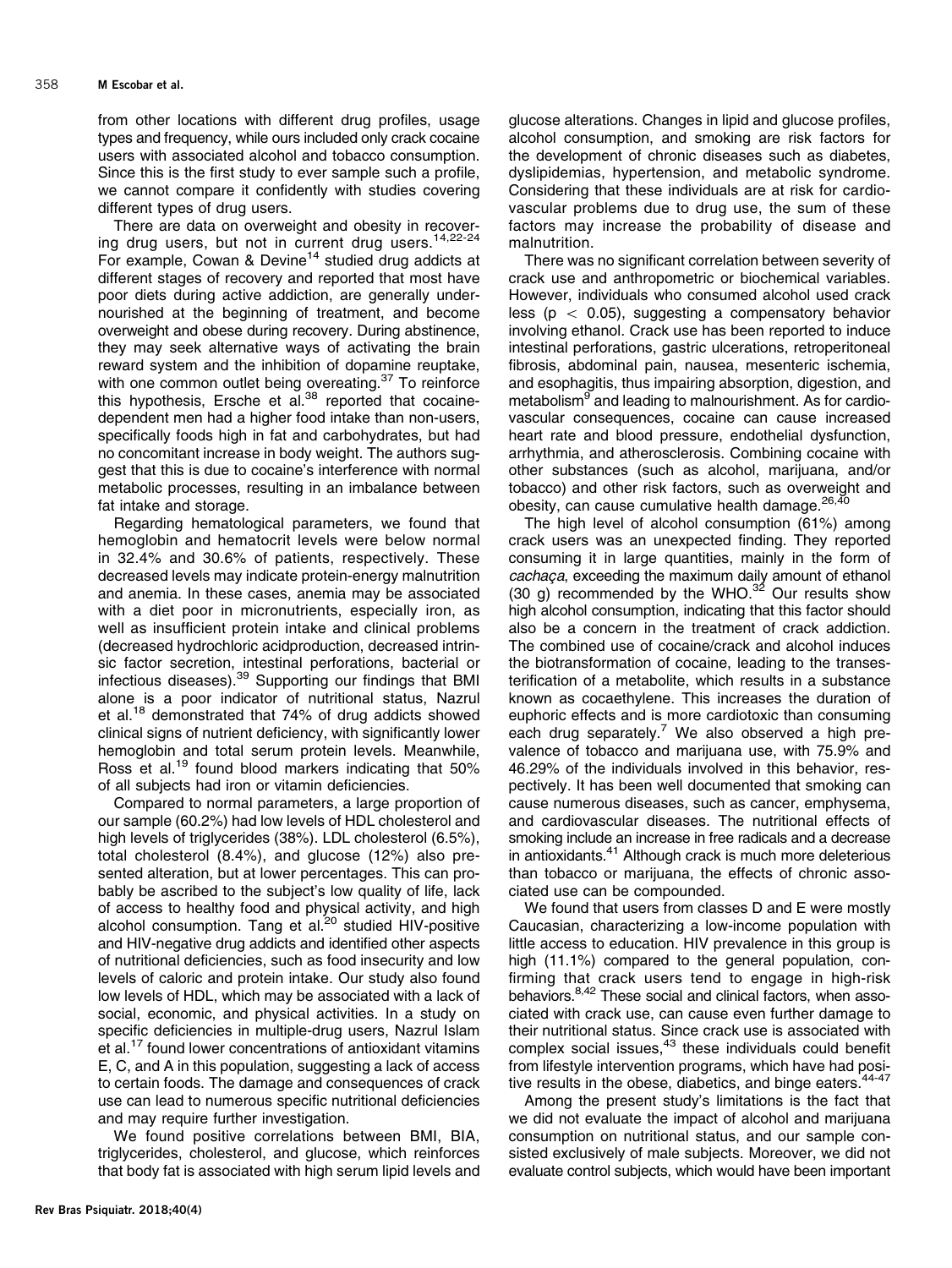from other locations with different drug profiles, usage types and frequency, while ours included only crack cocaine users with associated alcohol and tobacco consumption. Since this is the first study to ever sample such a profile, we cannot compare it confidently with studies covering different types of drug users.

There are data on overweight and obesity in recovering drug users, but not in current drug users.[14,22-24] For example, Cowan & Devine[14] studied drug addicts at different stages of recovery and reported that most have poor diets during active addiction, are generally undernourished at the beginning of treatment, and become overweight and obese during recovery. During abstinence, they may seek alternative ways of activating the brain reward system and the inhibition of dopamine reuptake, with one common outlet being overeating.[37] To reinforce this hypothesis, Ersche et al.[38] reported that cocaine-dependent men had a higher food intake than non-users, specifically foods high in fat and carbohydrates, but had no concomitant increase in body weight. The authors suggest that this is due to cocaine's interference with normal metabolic processes, resulting in an imbalance between fat intake and storage.

Regarding hematological parameters, we found that hemoglobin and hematocrit levels were below normal in 32.4% and 30.6% of patients, respectively. These decreased levels may indicate protein-energy malnutrition and anemia. In these cases, anemia may be associated with a diet poor in micronutrients, especially iron, as well as insufficient protein intake and clinical problems (decreased hydrochloric acidproduction, decreased intrinsic factor secretion, intestinal perforations, bacterial or infectious diseases).[39] Supporting our findings that BMI alone is a poor indicator of nutritional status, Nazrul et al.[18] demonstrated that 74% of drug addicts showed clinical signs of nutrient deficiency, with significantly lower hemoglobin and total serum protein levels. Meanwhile, Ross et al.[19] found blood markers indicating that 50% of all subjects had iron or vitamin deficiencies.

Compared to normal parameters, a large proportion of our sample (60.2%) had low levels of HDL cholesterol and high levels of triglycerides (38%). LDL cholesterol (6.5%), total cholesterol (8.4%), and glucose (12%) also presented alteration, but at lower percentages. This can probably be ascribed to the subject's low quality of life, lack of access to healthy food and physical activity, and high alcohol consumption. Tang et al.[20] studied HIV-positive and HIV-negative drug addicts and identified other aspects of nutritional deficiencies, such as food insecurity and low levels of caloric and protein intake. Our study also found low levels of HDL, which may be associated with a lack of social, economic, and physical activities. In a study on specific deficiencies in multiple-drug users, Nazrul Islam et al.[17] found lower concentrations of antioxidant vitamins E, C, and A in this population, suggesting a lack of access to certain foods. The damage and consequences of crack use can lead to numerous specific nutritional deficiencies and may require further investigation.

We found positive correlations between BMI, BIA, triglycerides, cholesterol, and glucose, which reinforces that body fat is associated with high serum lipid levels and glucose alterations. Changes in lipid and glucose profiles, alcohol consumption, and smoking are risk factors for the development of chronic diseases such as diabetes, dyslipidemias, hypertension, and metabolic syndrome. Considering that these individuals are at risk for cardiovascular problems due to drug use, the sum of these factors may increase the probability of disease and malnutrition.

There was no significant correlation between severity of crack use and anthropometric or biochemical variables. However, individuals who consumed alcohol used crack less ($p < 0.05$), suggesting a compensatory behavior involving ethanol. Crack use has been reported to induce intestinal perforations, gastric ulcerations, retroperitoneal fibrosis, abdominal pain, nausea, mesenteric ischemia, and esophagitis, thus impairing absorption, digestion, and metabolism[9] and leading to malnourishment. As for cardiovascular consequences, cocaine can cause increased heart rate and blood pressure, endothelial dysfunction, arrhythmia, and atherosclerosis. Combining cocaine with other substances (such as alcohol, marijuana, and/or tobacco) and other risk factors, such as overweight and obesity, can cause cumulative health damage.[26,40]

The high level of alcohol consumption (61%) among crack users was an unexpected finding. They reported consuming it in large quantities, mainly in the form of *cachaça*, exceeding the maximum daily amount of ethanol (30 g) recommended by the WHO.[32] Our results show high alcohol consumption, indicating that this factor should also be a concern in the treatment of crack addiction. The combined use of cocaine/crack and alcohol induces the biotransformation of cocaine, leading to the transesterification of a metabolite, which results in a substance known as cocaethylene. This increases the duration of euphoric effects and is more cardiotoxic than consuming each drug separately.[7] We also observed a high prevalence of tobacco and marijuana use, with 75.9% and 46.29% of the individuals involved in this behavior, respectively. It has been well documented that smoking can cause numerous diseases, such as cancer, emphysema, and cardiovascular diseases. The nutritional effects of smoking include an increase in free radicals and a decrease in antioxidants.[41] Although crack is much more deleterious than tobacco or marijuana, the effects of chronic associated use can be compounded.

We found that users from classes D and E were mostly Caucasian, characterizing a low-income population with little access to education. HIV prevalence in this group is high (11.1%) compared to the general population, confirming that crack users tend to engage in high-risk behaviors.[8,42] These social and clinical factors, when associated with crack use, can cause even further damage to their nutritional status. Since crack use is associated with complex social issues,[43] these individuals could benefit from lifestyle intervention programs, which have had positive results in the obese, diabetics, and binge eaters.[44-47]

Among the present study's limitations is the fact that we did not evaluate the impact of alcohol and marijuana consumption on nutritional status, and our sample consisted exclusively of male subjects. Moreover, we did not evaluate control subjects, which would have been important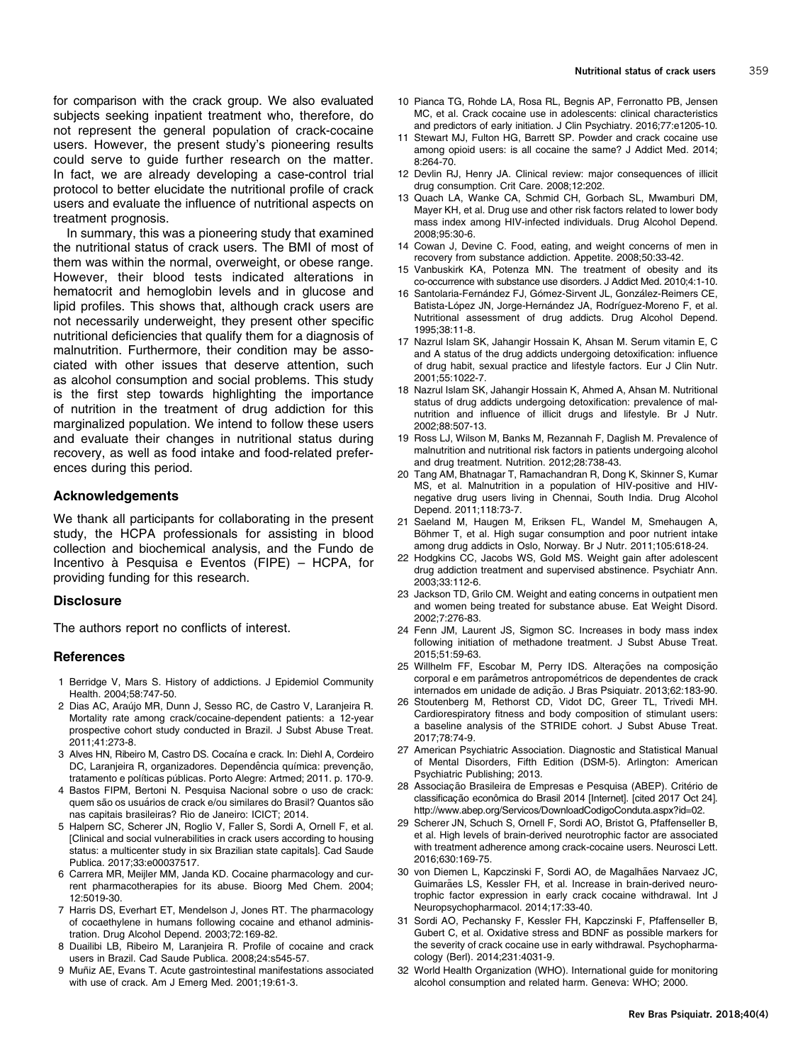for comparison with the crack group. We also evaluated subjects seeking inpatient treatment who, therefore, do not represent the general population of crack-cocaine users. However, the present study's pioneering results could serve to guide further research on the matter. In fact, we are already developing a case-control trial protocol to better elucidate the nutritional profile of crack users and evaluate the influence of nutritional aspects on treatment prognosis.

In summary, this was a pioneering study that examined the nutritional status of crack users. The BMI of most of them was within the normal, overweight, or obese range. However, their blood tests indicated alterations in hematocrit and hemoglobin levels and in glucose and lipid profiles. This shows that, although crack users are not necessarily underweight, they present other specific nutritional deficiencies that qualify them for a diagnosis of malnutrition. Furthermore, their condition may be associated with other issues that deserve attention, such as alcohol consumption and social problems. This study is the first step towards highlighting the importance of nutrition in the treatment of drug addiction for this marginalized population. We intend to follow these users and evaluate their changes in nutritional status during recovery, as well as food intake and food-related preferences during this period.

## Acknowledgements

We thank all participants for collaborating in the present study, the HCPA professionals for assisting in blood collection and biochemical analysis, and the Fundo de Incentivo à Pesquisa e Eventos (FIPE) – HCPA, for providing funding for this research.

## Disclosure

The authors report no conflicts of interest.

## References

1 Berridge V, Mars S. History of addictions. J Epidemiol Community Health. 2004;58:747-50.

2 Dias AC, Araújo MR, Dunn J, Sesso RC, de Castro V, Laranjeira R. Mortality rate among crack/cocaine-dependent patients: a 12-year prospective cohort study conducted in Brazil. J Subst Abuse Treat. 2011;41:273-8.

3 Alves HN, Ribeiro M, Castro DS. Cocaína e crack. In: Diehl A, Cordeiro DC, Laranjeira R, organizadores. Dependência química: prevenção, tratamento e políticas públicas. Porto Alegre: Artmed; 2011. p. 170-9.

4 Bastos FIPM, Bertoni N. Pesquisa Nacional sobre o uso de crack: quem são os usuários de crack e/ou similares do Brasil? Quantos são nas capitais brasileiras? Rio de Janeiro: ICICT; 2014.

5 Halpern SC, Scherer JN, Roglio V, Faller S, Sordi A, Ornell F, et al. [Clinical and social vulnerabilities in crack users according to housing status: a multicenter study in six Brazilian state capitals]. Cad Saude Publica. 2017;33:e00037517.

6 Carrera MR, Meijler MM, Janda KD. Cocaine pharmacology and current pharmacotherapies for its abuse. Bioorg Med Chem. 2004; 12:5019-30.

7 Harris DS, Everhart ET, Mendelson J, Jones RT. The pharmacology of cocaethylene in humans following cocaine and ethanol administration. Drug Alcohol Depend. 2003;72:169-82.

8 Duailibi LB, Ribeiro M, Laranjeira R. Profile of cocaine and crack users in Brazil. Cad Saude Publica. 2008;24:s545-57.

9 Muñiz AE, Evans T. Acute gastrointestinal manifestations associated with use of crack. Am J Emerg Med. 2001;19:61-3.

10 Pianca TG, Rohde LA, Rosa RL, Begnis AP, Ferronatto PB, Jensen MC, et al. Crack cocaine use in adolescents: clinical characteristics and predictors of early initiation. J Clin Psychiatry. 2016;77:e1205-10.

11 Stewart MJ, Fulton HG, Barrett SP. Powder and crack cocaine use among opioid users: is all cocaine the same? J Addict Med. 2014; 8:264-70.

12 Devlin RJ, Henry JA. Clinical review: major consequences of illicit drug consumption. Crit Care. 2008;12:202.

13 Quach LA, Wanke CA, Schmid CH, Gorbach SL, Mwamburi DM, Mayer KH, et al. Drug use and other risk factors related to lower body mass index among HIV-infected individuals. Drug Alcohol Depend. 2008;95:30-6.

14 Cowan J, Devine C. Food, eating, and weight concerns of men in recovery from substance addiction. Appetite. 2008;50:33-42.

15 Vanbuskirk KA, Potenza MN. The treatment of obesity and its co-occurrence with substance use disorders. J Addict Med. 2010;4:1-10.

16 Santolaria-Fernández FJ, Gómez-Sirvent JL, González-Reimers CE, Batista-López JN, Jorge-Hernández JA, Rodríguez-Moreno F, et al. Nutritional assessment of drug addicts. Drug Alcohol Depend. 1995;38:11-8.

17 Nazrul Islam SK, Jahangir Hossain K, Ahsan M. Serum vitamin E, C and A status of the drug addicts undergoing detoxification: influence of drug habit, sexual practice and lifestyle factors. Eur J Clin Nutr. 2001;55:1022-7.

18 Nazrul Islam SK, Jahangir Hossain K, Ahmed A, Ahsan M. Nutritional status of drug addicts undergoing detoxification: prevalence of malnutrition and influence of illicit drugs and lifestyle. Br J Nutr. 2002;88:507-13.

19 Ross LJ, Wilson M, Banks M, Rezannah F, Daglish M. Prevalence of malnutrition and nutritional risk factors in patients undergoing alcohol and drug treatment. Nutrition. 2012;28:738-43.

20 Tang AM, Bhatnagar T, Ramachandran R, Dong K, Skinner S, Kumar MS, et al. Malnutrition in a population of HIV-positive and HIV-negative drug users living in Chennai, South India. Drug Alcohol Depend. 2011;118:73-7.

21 Saeland M, Haugen M, Eriksen FL, Wandel M, Smehaugen A, Böhmer T, et al. High sugar consumption and poor nutrient intake among drug addicts in Oslo, Norway. Br J Nutr. 2011;105:618-24.

22 Hodgkins CC, Jacobs WS, Gold MS. Weight gain after adolescent drug addiction treatment and supervised abstinence. Psychiatr Ann. 2003;33:112-6.

23 Jackson TD, Grilo CM. Weight and eating concerns in outpatient men and women being treated for substance abuse. Eat Weight Disord. 2002;7:276-83.

24 Fenn JM, Laurent JS, Sigmon SC. Increases in body mass index following initiation of methadone treatment. J Subst Abuse Treat. 2015;51:59-63.

25 Willhelm FF, Escobar M, Perry IDS. Alterações na composição corporal e em parâmetros antropométricos de dependentes de crack internados em unidade de adição. J Bras Psiquiatr. 2013;62:183-90.

26 Stoutenberg M, Rethorst CD, Vidot DC, Greer TL, Trivedi MH. Cardiorespiratory fitness and body composition of stimulant users: a baseline analysis of the STRIDE cohort. J Subst Abuse Treat. 2017;78:74-9.

27 American Psychiatric Association. Diagnostic and Statistical Manual of Mental Disorders, Fifth Edition (DSM-5). Arlington: American Psychiatric Publishing; 2013.

28 Associação Brasileira de Empresas e Pesquisa (ABEP). Critério de classificação econômica do Brasil 2014 [Internet]. [cited 2017 Oct 24]. http://www.abep.org/Servicos/DownloadCodigoConduta.aspx?id=02.

29 Scherer JN, Schuch S, Ornell F, Sordi AO, Bristot G, Pfaffenseller B, et al. High levels of brain-derived neurotrophic factor are associated with treatment adherence among crack-cocaine users. Neurosci Lett. 2016;630:169-75.

30 von Diemen L, Kapczinski F, Sordi AO, de Magalhães Narvaez JC, Guimarães LS, Kessler FH, et al. Increase in brain-derived neurotrophic factor expression in early crack cocaine withdrawal. Int J Neuropsychopharmacol. 2014;17:33-40.

31 Sordi AO, Pechansky F, Kessler FH, Kapczinski F, Pfaffenseller B, Gubert C, et al. Oxidative stress and BDNF as possible markers for the severity of crack cocaine use in early withdrawal. Psychopharmacology (Berl). 2014;231:4031-9.

32 World Health Organization (WHO). International guide for monitoring alcohol consumption and related harm. Geneva: WHO; 2000.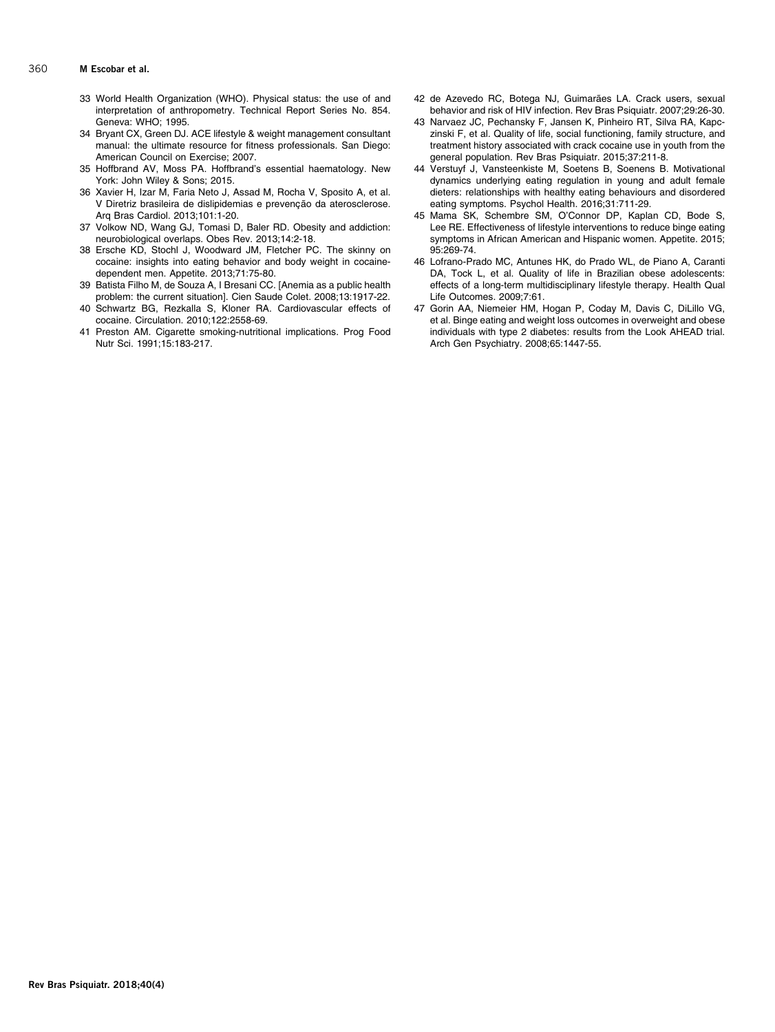33 World Health Organization (WHO). Physical status: the use of and interpretation of anthropometry. Technical Report Series No. 854. Geneva: WHO; 1995.
34 Bryant CX, Green DJ. ACE lifestyle & weight management consultant manual: the ultimate resource for fitness professionals. San Diego: American Council on Exercise; 2007.
35 Hoffbrand AV, Moss PA. Hoffbrand's essential haematology. New York: John Wiley & Sons; 2015.
36 Xavier H, Izar M, Faria Neto J, Assad M, Rocha V, Sposito A, et al. V Diretriz brasileira de dislipidemias e prevenção da aterosclerose. Arq Bras Cardiol. 2013;101:1-20.
37 Volkow ND, Wang GJ, Tomasi D, Baler RD. Obesity and addiction: neurobiological overlaps. Obes Rev. 2013;14:2-18.
38 Ersche KD, Stochl J, Woodward JM, Fletcher PC. The skinny on cocaine: insights into eating behavior and body weight in cocaine-dependent men. Appetite. 2013;71:75-80.
39 Batista Filho M, de Souza A, I Bresani CC. [Anemia as a public health problem: the current situation]. Cien Saude Colet. 2008;13:1917-22.
40 Schwartz BG, Rezkalla S, Kloner RA. Cardiovascular effects of cocaine. Circulation. 2010;122:2558-69.
41 Preston AM. Cigarette smoking-nutritional implications. Prog Food Nutr Sci. 1991;15:183-217.
42 de Azevedo RC, Botega NJ, Guimarães LA. Crack users, sexual behavior and risk of HIV infection. Rev Bras Psiquiatr. 2007;29:26-30.
43 Narvaez JC, Pechansky F, Jansen K, Pinheiro RT, Silva RA, Kapczinski F, et al. Quality of life, social functioning, family structure, and treatment history associated with crack cocaine use in youth from the general population. Rev Bras Psiquiatr. 2015;37:211-8.
44 Verstuyf J, Vansteenkiste M, Soetens B, Soenens B. Motivational dynamics underlying eating regulation in young and adult female dieters: relationships with healthy eating behaviours and disordered eating symptoms. Psychol Health. 2016;31:711-29.
45 Mama SK, Schembre SM, O'Connor DP, Kaplan CD, Bode S, Lee RE. Effectiveness of lifestyle interventions to reduce binge eating symptoms in African American and Hispanic women. Appetite. 2015; 95:269-74.
46 Lofrano-Prado MC, Antunes HK, do Prado WL, de Piano A, Caranti DA, Tock L, et al. Quality of life in Brazilian obese adolescents: effects of a long-term multidisciplinary lifestyle therapy. Health Qual Life Outcomes. 2009;7:61.
47 Gorin AA, Niemeier HM, Hogan P, Coday M, Davis C, DiLillo VG, et al. Binge eating and weight loss outcomes in overweight and obese individuals with type 2 diabetes: results from the Look AHEAD trial. Arch Gen Psychiatry. 2008;65:1447-55.